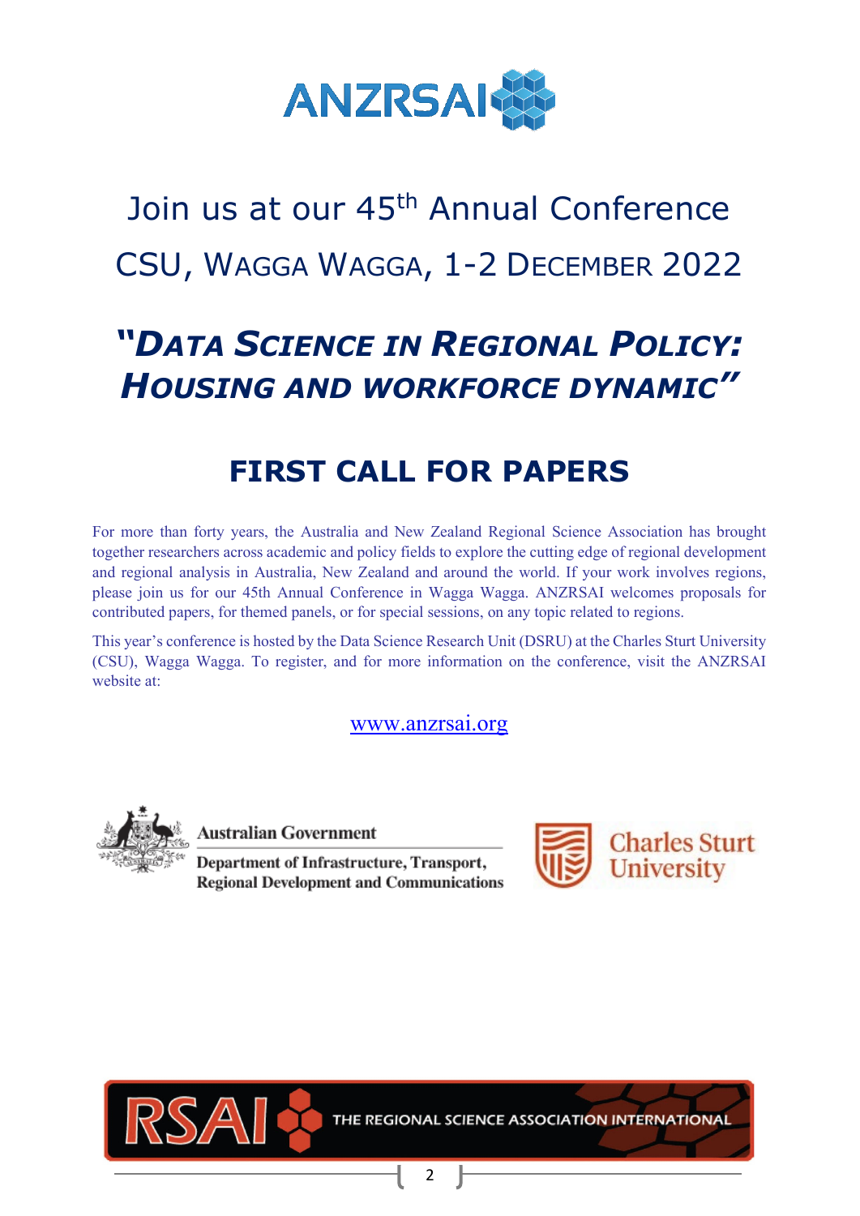ANZRSAI

# Join us at our 45th Annual Conference

## CSU, Wagga Wagga, 1-2 December 2022

## *"Data Science in Regional Policy: Housing and workforce dynamic"*

# FIRST CALL FOR PAPERS

For more than forty years, the Australia and New Zealand Regional Science Association has brought together researchers across academic and policy fields to explore the cutting edge of regional development and regional analysis in Australia, New Zealand and around the world. If your work involves regions, please join us for our 45th Annual Conference in Wagga Wagga. ANZRSAI welcomes proposals for contributed papers, for themed panels, or for special sessions, on any topic related to regions.

This year's conference is hosted by the Data Science Research Unit (DSRU) at the Charles Sturt University (CSU), Wagga Wagga. To register, and for more information on the conference, visit the ANZRSAI website at:

www.anzrsai.org

Australian Government
Department of Infrastructure, Transport, Regional Development and Communications

Charles Sturt University

RSAI THE REGIONAL SCIENCE ASSOCIATION INTERNATIONAL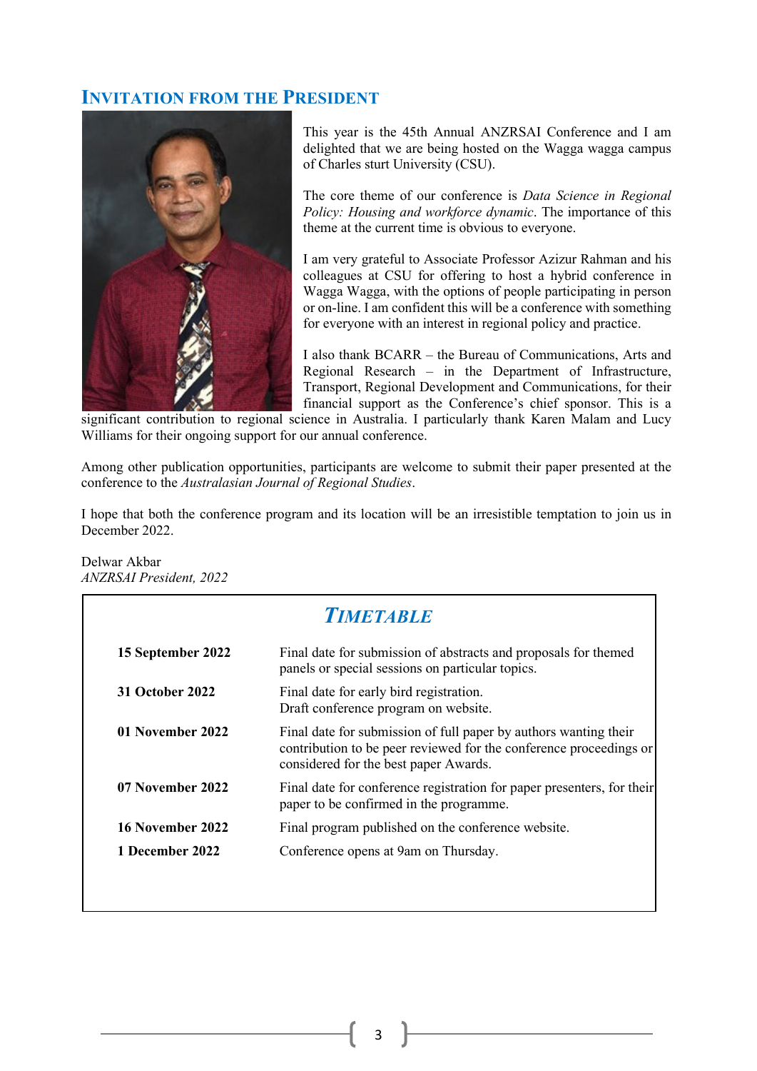## Invitation from the President

This year is the 45th Annual ANZRSAI Conference and I am delighted that we are being hosted on the Wagga wagga campus of Charles sturt University (CSU).

The core theme of our conference is *Data Science in Regional Policy: Housing and workforce dynamic*. The importance of this theme at the current time is obvious to everyone.

I am very grateful to Associate Professor Azizur Rahman and his colleagues at CSU for offering to host a hybrid conference in Wagga Wagga, with the options of people participating in person or on-line. I am confident this will be a conference with something for everyone with an interest in regional policy and practice.

I also thank BCARR – the Bureau of Communications, Arts and Regional Research – in the Department of Infrastructure, Transport, Regional Development and Communications, for their financial support as the Conference's chief sponsor. This is a significant contribution to regional science in Australia. I particularly thank Karen Malam and Lucy Williams for their ongoing support for our annual conference.

Among other publication opportunities, participants are welcome to submit their paper presented at the conference to the *Australasian Journal of Regional Studies*.

I hope that both the conference program and its location will be an irresistible temptation to join us in December 2022.

Delwar Akbar
*ANZRSAI President, 2022*

## *Timetable*

| | |
|---|---|
| **15 September 2022** | Final date for submission of abstracts and proposals for themed panels or special sessions on particular topics. |
| **31 October 2022** | Final date for early bird registration. Draft conference program on website. |
| **01 November 2022** | Final date for submission of full paper by authors wanting their contribution to be peer reviewed for the conference proceedings or considered for the best paper Awards. |
| **07 November 2022** | Final date for conference registration for paper presenters, for their paper to be confirmed in the programme. |
| **16 November 2022** | Final program published on the conference website. |
| **1 December 2022** | Conference opens at 9am on Thursday. |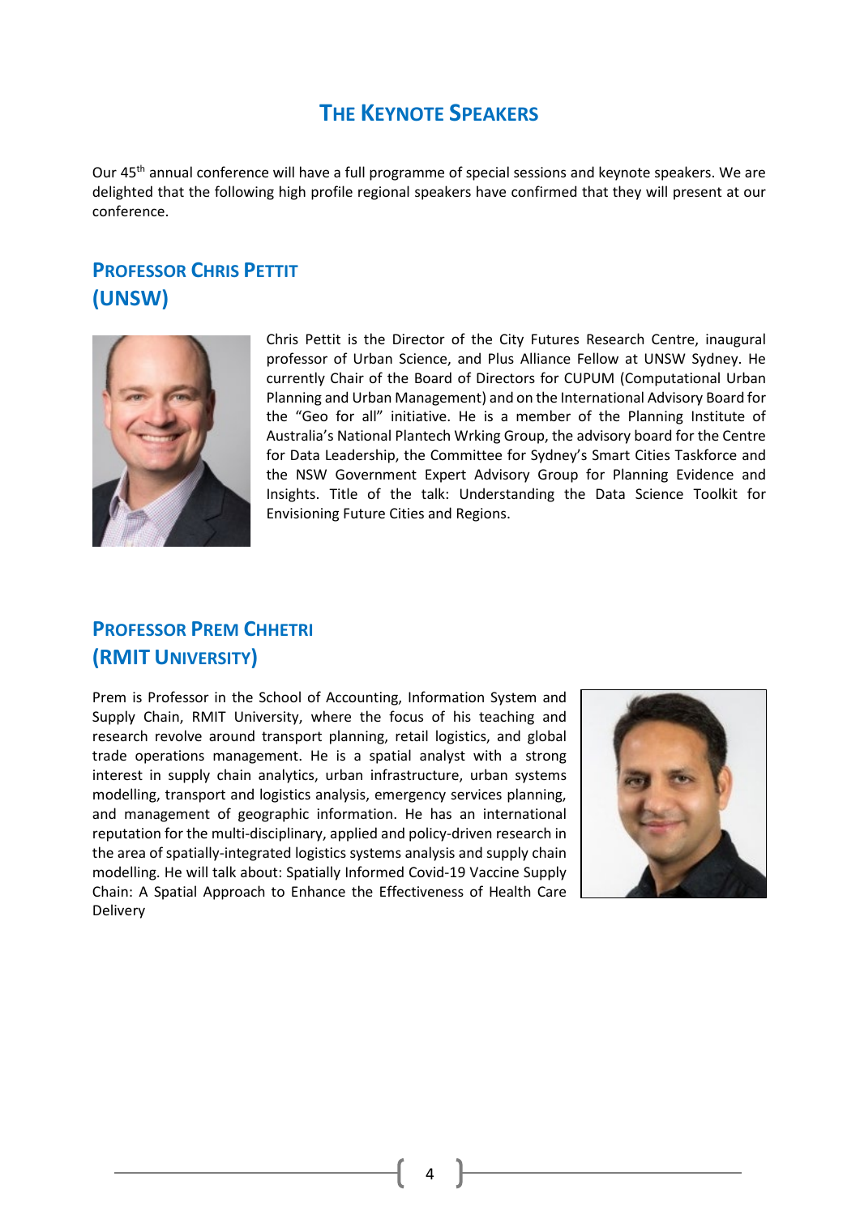# THE KEYNOTE SPEAKERS

Our 45th annual conference will have a full programme of special sessions and keynote speakers. We are delighted that the following high profile regional speakers have confirmed that they will present at our conference.

## PROFESSOR CHRIS PETTIT (UNSW)

Chris Pettit is the Director of the City Futures Research Centre, inaugural professor of Urban Science, and Plus Alliance Fellow at UNSW Sydney. He currently Chair of the Board of Directors for CUPUM (Computational Urban Planning and Urban Management) and on the International Advisory Board for the "Geo for all" initiative. He is a member of the Planning Institute of Australia's National Plantech Wrking Group, the advisory board for the Centre for Data Leadership, the Committee for Sydney's Smart Cities Taskforce and the NSW Government Expert Advisory Group for Planning Evidence and Insights. Title of the talk: Understanding the Data Science Toolkit for Envisioning Future Cities and Regions.

## PROFESSOR PREM CHHETRI (RMIT UNIVERSITY)

Prem is Professor in the School of Accounting, Information System and Supply Chain, RMIT University, where the focus of his teaching and research revolve around transport planning, retail logistics, and global trade operations management. He is a spatial analyst with a strong interest in supply chain analytics, urban infrastructure, urban systems modelling, transport and logistics analysis, emergency services planning, and management of geographic information. He has an international reputation for the multi-disciplinary, applied and policy-driven research in the area of spatially-integrated logistics systems analysis and supply chain modelling. He will talk about: Spatially Informed Covid-19 Vaccine Supply Chain: A Spatial Approach to Enhance the Effectiveness of Health Care Delivery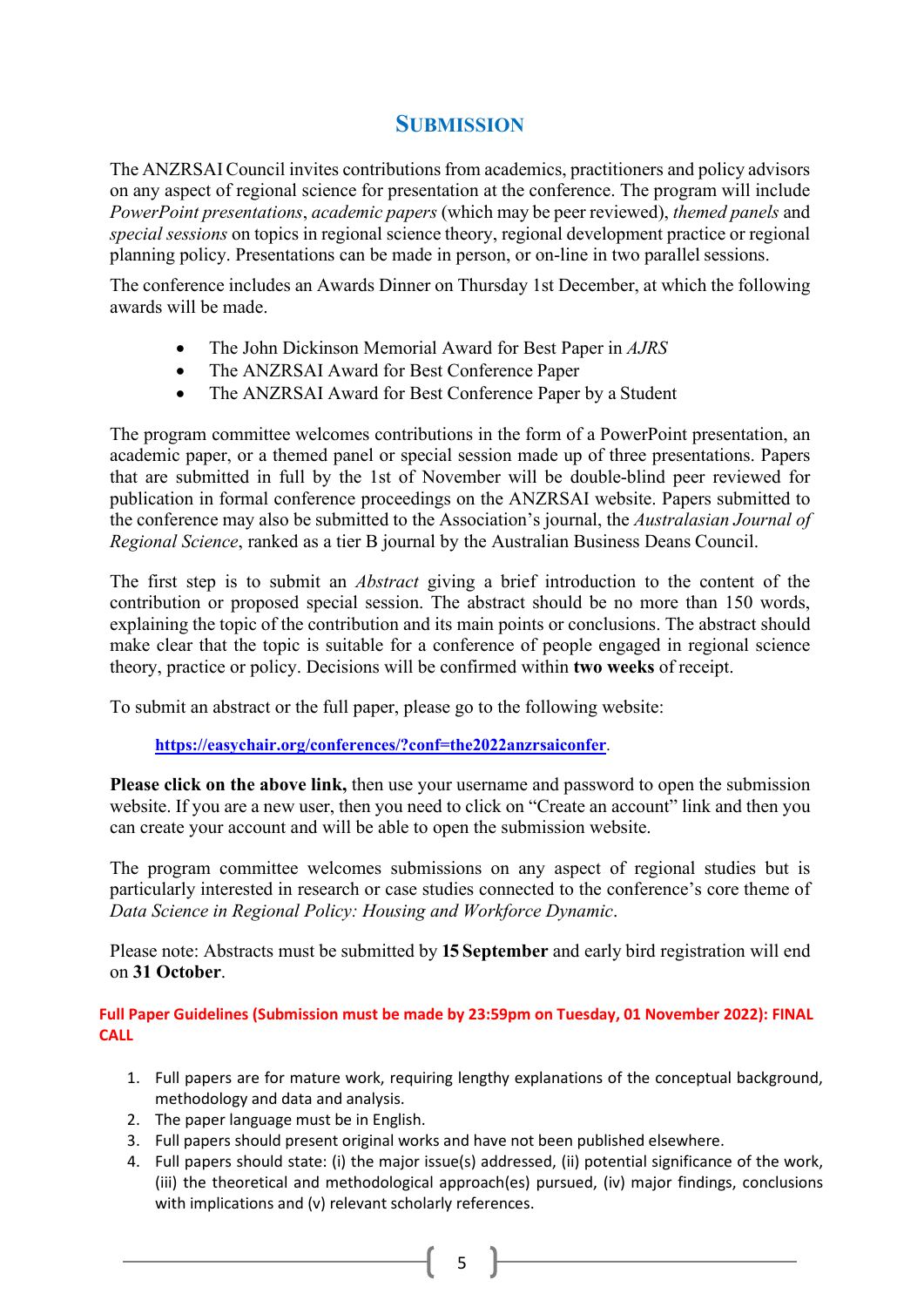## Submission

The ANZRSAI Council invites contributions from academics, practitioners and policy advisors on any aspect of regional science for presentation at the conference. The program will include *PowerPoint presentations*, *academic papers* (which may be peer reviewed), *themed panels* and *special sessions* on topics in regional science theory, regional development practice or regional planning policy. Presentations can be made in person, or on-line in two parallel sessions.

The conference includes an Awards Dinner on Thursday 1st December, at which the following awards will be made.

- The John Dickinson Memorial Award for Best Paper in *AJRS*
- The ANZRSAI Award for Best Conference Paper
- The ANZRSAI Award for Best Conference Paper by a Student

The program committee welcomes contributions in the form of a PowerPoint presentation, an academic paper, or a themed panel or special session made up of three presentations. Papers that are submitted in full by the 1st of November will be double-blind peer reviewed for publication in formal conference proceedings on the ANZRSAI website. Papers submitted to the conference may also be submitted to the Association's journal, the *Australasian Journal of Regional Science*, ranked as a tier B journal by the Australian Business Deans Council.

The first step is to submit an *Abstract* giving a brief introduction to the content of the contribution or proposed special session. The abstract should be no more than 150 words, explaining the topic of the contribution and its main points or conclusions. The abstract should make clear that the topic is suitable for a conference of people engaged in regional science theory, practice or policy. Decisions will be confirmed within **two weeks** of receipt.

To submit an abstract or the full paper, please go to the following website:

**https://easychair.org/conferences/?conf=the2022anzrsaiconfer**.

**Please click on the above link,** then use your username and password to open the submission website. If you are a new user, then you need to click on "Create an account" link and then you can create your account and will be able to open the submission website.

The program committee welcomes submissions on any aspect of regional studies but is particularly interested in research or case studies connected to the conference's core theme of *Data Science in Regional Policy: Housing and Workforce Dynamic*.

Please note: Abstracts must be submitted by **15 September** and early bird registration will end on **31 October**.

**Full Paper Guidelines (Submission must be made by 23:59pm on Tuesday, 01 November 2022): FINAL CALL**

1. Full papers are for mature work, requiring lengthy explanations of the conceptual background, methodology and data and analysis.
2. The paper language must be in English.
3. Full papers should present original works and have not been published elsewhere.
4. Full papers should state: (i) the major issue(s) addressed, (ii) potential significance of the work, (iii) the theoretical and methodological approach(es) pursued, (iv) major findings, conclusions with implications and (v) relevant scholarly references.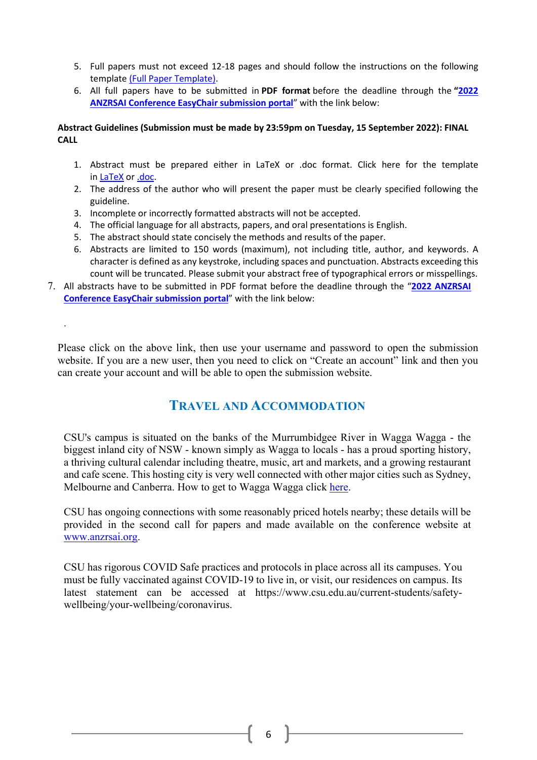5. Full papers must not exceed 12-18 pages and should follow the instructions on the following template (Full Paper Template).
6. All full papers have to be submitted in **PDF format** before the deadline through the **"2022 ANZRSAI Conference EasyChair submission portal"** with the link below:

**Abstract Guidelines (Submission must be made by 23:59pm on Tuesday, 15 September 2022): FINAL CALL**

1. Abstract must be prepared either in LaTeX or .doc format. Click here for the template in LaTeX or .doc.
2. The address of the author who will present the paper must be clearly specified following the guideline.
3. Incomplete or incorrectly formatted abstracts will not be accepted.
4. The official language for all abstracts, papers, and oral presentations is English.
5. The abstract should state concisely the methods and results of the paper.
6. Abstracts are limited to 150 words (maximum), not including title, author, and keywords. A character is defined as any keystroke, including spaces and punctuation. Abstracts exceeding this count will be truncated. Please submit your abstract free of typographical errors or misspellings.
7. All abstracts have to be submitted in PDF format before the deadline through the "**2022 ANZRSAI Conference EasyChair submission portal**" with the link below:

.

Please click on the above link, then use your username and password to open the submission website. If you are a new user, then you need to click on "Create an account" link and then you can create your account and will be able to open the submission website.

## Travel and Accommodation

CSU's campus is situated on the banks of the Murrumbidgee River in Wagga Wagga - the biggest inland city of NSW - known simply as Wagga to locals - has a proud sporting history, a thriving cultural calendar including theatre, music, art and markets, and a growing restaurant and cafe scene. This hosting city is very well connected with other major cities such as Sydney, Melbourne and Canberra. How to get to Wagga Wagga click here.

CSU has ongoing connections with some reasonably priced hotels nearby; these details will be provided in the second call for papers and made available on the conference website at www.anzrsai.org.

CSU has rigorous COVID Safe practices and protocols in place across all its campuses. You must be fully vaccinated against COVID-19 to live in, or visit, our residences on campus. Its latest statement can be accessed at https://www.csu.edu.au/current-students/safety-wellbeing/your-wellbeing/coronavirus.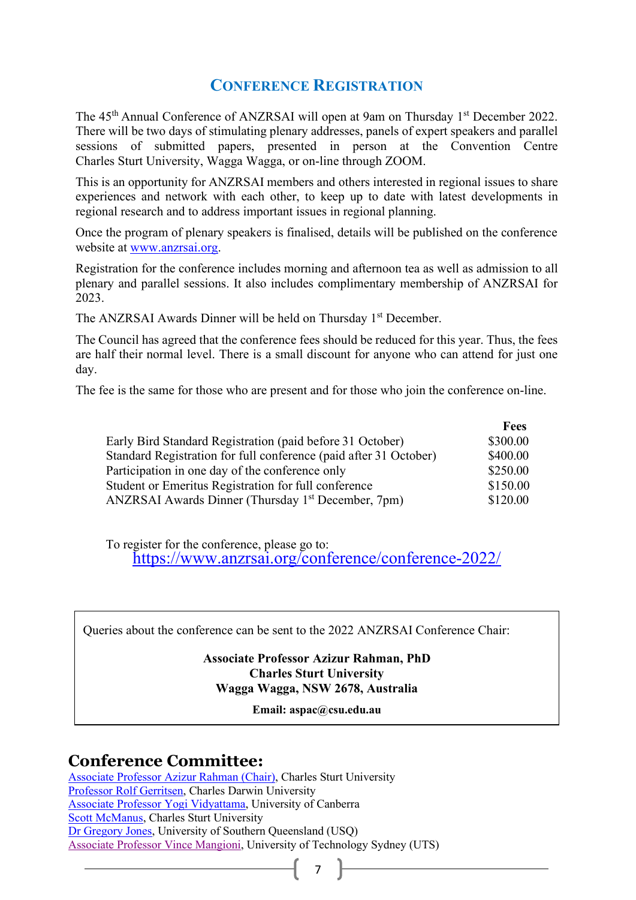## Conference Registration

The 45th Annual Conference of ANZRSAI will open at 9am on Thursday 1st December 2022. There will be two days of stimulating plenary addresses, panels of expert speakers and parallel sessions of submitted papers, presented in person at the Convention Centre Charles Sturt University, Wagga Wagga, or on-line through ZOOM.

This is an opportunity for ANZRSAI members and others interested in regional issues to share experiences and network with each other, to keep up to date with latest developments in regional research and to address important issues in regional planning.

Once the program of plenary speakers is finalised, details will be published on the conference website at www.anzrsai.org.

Registration for the conference includes morning and afternoon tea as well as admission to all plenary and parallel sessions. It also includes complimentary membership of ANZRSAI for 2023.

The ANZRSAI Awards Dinner will be held on Thursday 1st December.

The Council has agreed that the conference fees should be reduced for this year. Thus, the fees are half their normal level. There is a small discount for anyone who can attend for just one day.

The fee is the same for those who are present and for those who join the conference on-line.

| | **Fees** |
|---|---|
| Early Bird Standard Registration (paid before 31 October) | $300.00 |
| Standard Registration for full conference (paid after 31 October) | $400.00 |
| Participation in one day of the conference only | $250.00 |
| Student or Emeritus Registration for full conference | $150.00 |
| ANZRSAI Awards Dinner (Thursday 1st December, 7pm) | $120.00 |

To register for the conference, please go to:
https://www.anzrsai.org/conference/conference-2022/

Queries about the conference can be sent to the 2022 ANZRSAI Conference Chair:

**Associate Professor Azizur Rahman, PhD**
**Charles Sturt University**
**Wagga Wagga, NSW 2678, Australia**

**Email: aspac@csu.edu.au**

## Conference Committee:

Associate Professor Azizur Rahman (Chair), Charles Sturt University
Professor Rolf Gerritsen, Charles Darwin University
Associate Professor Yogi Vidyattama, University of Canberra
Scott McManus, Charles Sturt University
Dr Gregory Jones, University of Southern Queensland (USQ)
Associate Professor Vince Mangioni, University of Technology Sydney (UTS)